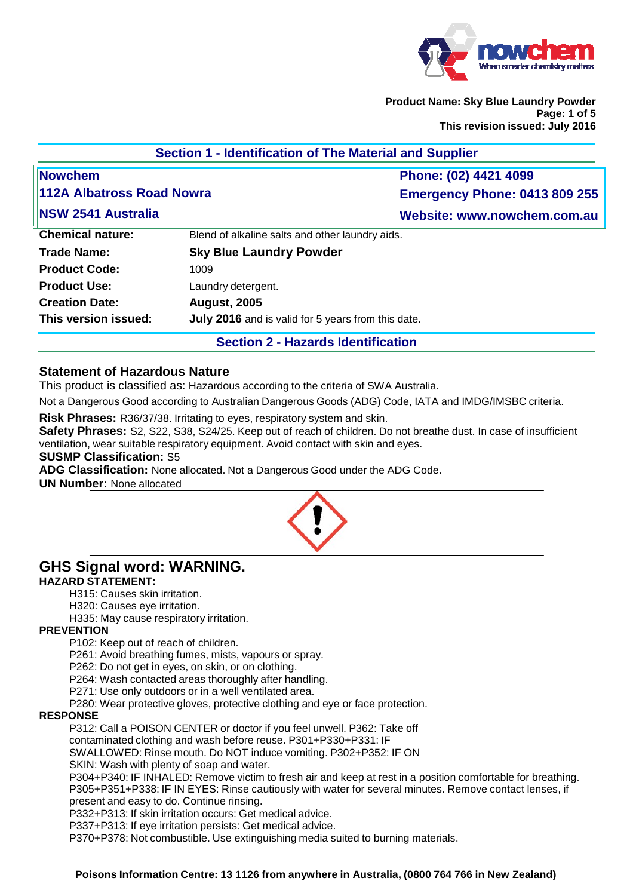## Section 1 - Identification of The Material and Supplier

| | |
|---|---|
| **Nowchem** | **Phone: (02) 4421 4099** |
| **112A Albatross Road Nowra** | **Emergency Phone: 0413 809 255** |
| **NSW 2541 Australia** | **Website: www.nowchem.com.au** |

| | |
|---|---|
| **Chemical nature:** | Blend of alkaline salts and other laundry aids. |
| **Trade Name:** | **Sky Blue Laundry Powder** |
| **Product Code:** | 1009 |
| **Product Use:** | Laundry detergent. |
| **Creation Date:** | **August, 2005** |
| **This version issued:** | **July 2016** and is valid for 5 years from this date. |

## Section 2 - Hazards Identification

### Statement of Hazardous Nature

This product is classified as: Hazardous according to the criteria of SWA Australia.

Not a Dangerous Good according to Australian Dangerous Goods (ADG) Code, IATA and IMDG/IMSBC criteria.

**Risk Phrases:** R36/37/38. Irritating to eyes, respiratory system and skin.
**Safety Phrases:** S2, S22, S38, S24/25. Keep out of reach of children. Do not breathe dust. In case of insufficient ventilation, wear suitable respiratory equipment. Avoid contact with skin and eyes.
**SUSMP Classification:** S5
**ADG Classification:** None allocated. Not a Dangerous Good under the ADG Code.
**UN Number:** None allocated

### GHS Signal word: WARNING.

**HAZARD STATEMENT:**

H315: Causes skin irritation.
H320: Causes eye irritation.
H335: May cause respiratory irritation.

**PREVENTION**

P102: Keep out of reach of children.
P261: Avoid breathing fumes, mists, vapours or spray.
P262: Do not get in eyes, on skin, or on clothing.
P264: Wash contacted areas thoroughly after handling.
P271: Use only outdoors or in a well ventilated area.
P280: Wear protective gloves, protective clothing and eye or face protection.

**RESPONSE**

P312: Call a POISON CENTER or doctor if you feel unwell. P362: Take off contaminated clothing and wash before reuse. P301+P330+P331: IF SWALLOWED: Rinse mouth. Do NOT induce vomiting. P302+P352: IF ON SKIN: Wash with plenty of soap and water.
P304+P340: IF INHALED: Remove victim to fresh air and keep at rest in a position comfortable for breathing.
P305+P351+P338: IF IN EYES: Rinse cautiously with water for several minutes. Remove contact lenses, if present and easy to do. Continue rinsing.
P332+P313: If skin irritation occurs: Get medical advice.
P337+P313: If eye irritation persists: Get medical advice.
P370+P378: Not combustible. Use extinguishing media suited to burning materials.

**Poisons Information Centre: 13 1126 from anywhere in Australia, (0800 764 766 in New Zealand)**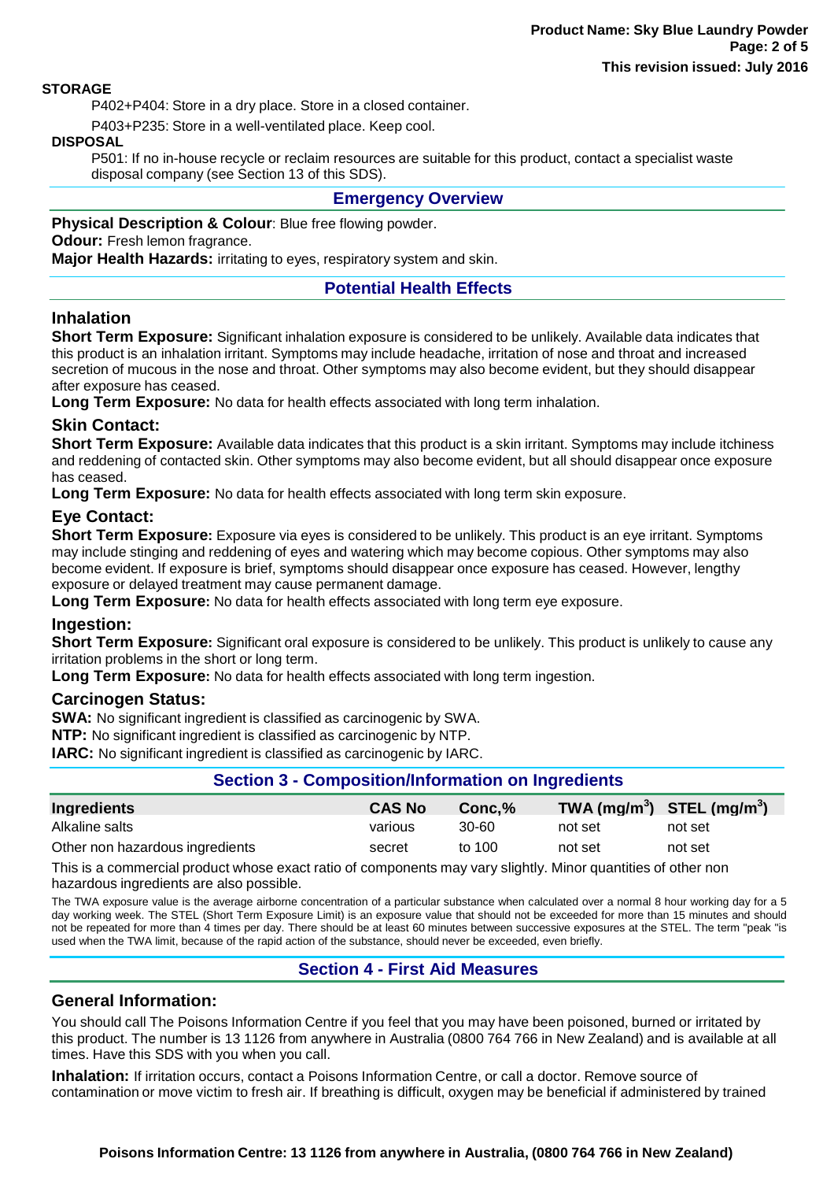**STORAGE**

P402+P404: Store in a dry place. Store in a closed container.

P403+P235: Store in a well-ventilated place. Keep cool.

**DISPOSAL**

P501: If no in-house recycle or reclaim resources are suitable for this product, contact a specialist waste disposal company (see Section 13 of this SDS).

## Emergency Overview

**Physical Description & Colour**: Blue free flowing powder.

**Odour:** Fresh lemon fragrance.

**Major Health Hazards:** irritating to eyes, respiratory system and skin.

## Potential Health Effects

### Inhalation

**Short Term Exposure:** Significant inhalation exposure is considered to be unlikely. Available data indicates that this product is an inhalation irritant. Symptoms may include headache, irritation of nose and throat and increased secretion of mucous in the nose and throat. Other symptoms may also become evident, but they should disappear after exposure has ceased.

**Long Term Exposure:** No data for health effects associated with long term inhalation.

### Skin Contact:

**Short Term Exposure:** Available data indicates that this product is a skin irritant. Symptoms may include itchiness and reddening of contacted skin. Other symptoms may also become evident, but all should disappear once exposure has ceased.

**Long Term Exposure:** No data for health effects associated with long term skin exposure.

### Eye Contact:

**Short Term Exposure:** Exposure via eyes is considered to be unlikely. This product is an eye irritant. Symptoms may include stinging and reddening of eyes and watering which may become copious. Other symptoms may also become evident. If exposure is brief, symptoms should disappear once exposure has ceased. However, lengthy exposure or delayed treatment may cause permanent damage.

**Long Term Exposure:** No data for health effects associated with long term eye exposure.

### Ingestion:

**Short Term Exposure:** Significant oral exposure is considered to be unlikely. This product is unlikely to cause any irritation problems in the short or long term.

**Long Term Exposure:** No data for health effects associated with long term ingestion.

### Carcinogen Status:

**SWA:** No significant ingredient is classified as carcinogenic by SWA.

**NTP:** No significant ingredient is classified as carcinogenic by NTP.

**IARC:** No significant ingredient is classified as carcinogenic by IARC.

## Section 3 - Composition/Information on Ingredients

| Ingredients | CAS No | Conc,% | TWA ($mg/m^3$) | STEL ($mg/m^3$) |
|---|---|---|---|---|
| Alkaline salts | various | 30-60 | not set | not set |
| Other non hazardous ingredients | secret | to 100 | not set | not set |

This is a commercial product whose exact ratio of components may vary slightly. Minor quantities of other non hazardous ingredients are also possible.

The TWA exposure value is the average airborne concentration of a particular substance when calculated over a normal 8 hour working day for a 5 day working week. The STEL (Short Term Exposure Limit) is an exposure value that should not be exceeded for more than 15 minutes and should not be repeated for more than 4 times per day. There should be at least 60 minutes between successive exposures at the STEL. The term "peak "is used when the TWA limit, because of the rapid action of the substance, should never be exceeded, even briefly.

## Section 4 - First Aid Measures

### General Information:

You should call The Poisons Information Centre if you feel that you may have been poisoned, burned or irritated by this product. The number is 13 1126 from anywhere in Australia (0800 764 766 in New Zealand) and is available at all times. Have this SDS with you when you call.

**Inhalation:** If irritation occurs, contact a Poisons Information Centre, or call a doctor. Remove source of contamination or move victim to fresh air. If breathing is difficult, oxygen may be beneficial if administered by trained

**Poisons Information Centre: 13 1126 from anywhere in Australia, (0800 764 766 in New Zealand)**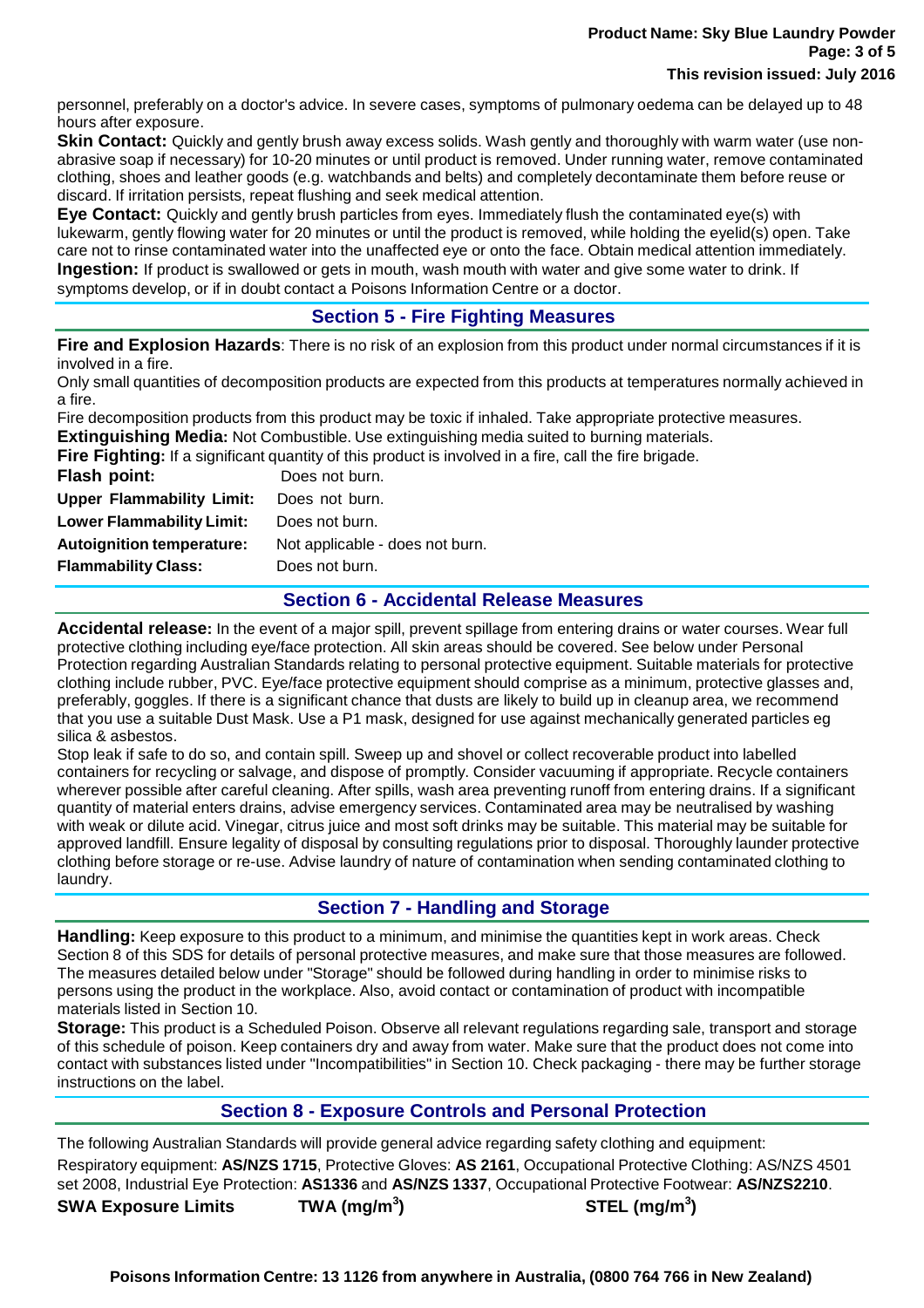personnel, preferably on a doctor's advice. In severe cases, symptoms of pulmonary oedema can be delayed up to 48 hours after exposure.

**Skin Contact:** Quickly and gently brush away excess solids. Wash gently and thoroughly with warm water (use non-abrasive soap if necessary) for 10-20 minutes or until product is removed. Under running water, remove contaminated clothing, shoes and leather goods (e.g. watchbands and belts) and completely decontaminate them before reuse or discard. If irritation persists, repeat flushing and seek medical attention.

**Eye Contact:** Quickly and gently brush particles from eyes. Immediately flush the contaminated eye(s) with lukewarm, gently flowing water for 20 minutes or until the product is removed, while holding the eyelid(s) open. Take care not to rinse contaminated water into the unaffected eye or onto the face. Obtain medical attention immediately.

**Ingestion:** If product is swallowed or gets in mouth, wash mouth with water and give some water to drink. If symptoms develop, or if in doubt contact a Poisons Information Centre or a doctor.

## Section 5 - Fire Fighting Measures

**Fire and Explosion Hazards**: There is no risk of an explosion from this product under normal circumstances if it is involved in a fire.

Only small quantities of decomposition products are expected from this products at temperatures normally achieved in a fire.

Fire decomposition products from this product may be toxic if inhaled. Take appropriate protective measures.

**Extinguishing Media:** Not Combustible. Use extinguishing media suited to burning materials.

**Fire Fighting:** If a significant quantity of this product is involved in a fire, call the fire brigade.

| | |
|---|---|
| **Flash point:** | Does not burn. |
| **Upper Flammability Limit:** | Does not burn. |
| **Lower Flammability Limit:** | Does not burn. |
| **Autoignition temperature:** | Not applicable - does not burn. |
| **Flammability Class:** | Does not burn. |

## Section 6 - Accidental Release Measures

**Accidental release:** In the event of a major spill, prevent spillage from entering drains or water courses. Wear full protective clothing including eye/face protection. All skin areas should be covered. See below under Personal Protection regarding Australian Standards relating to personal protective equipment. Suitable materials for protective clothing include rubber, PVC. Eye/face protective equipment should comprise as a minimum, protective glasses and, preferably, goggles. If there is a significant chance that dusts are likely to build up in cleanup area, we recommend that you use a suitable Dust Mask. Use a P1 mask, designed for use against mechanically generated particles eg silica & asbestos.

Stop leak if safe to do so, and contain spill. Sweep up and shovel or collect recoverable product into labelled containers for recycling or salvage, and dispose of promptly. Consider vacuuming if appropriate. Recycle containers wherever possible after careful cleaning. After spills, wash area preventing runoff from entering drains. If a significant quantity of material enters drains, advise emergency services. Contaminated area may be neutralised by washing with weak or dilute acid. Vinegar, citrus juice and most soft drinks may be suitable. This material may be suitable for approved landfill. Ensure legality of disposal by consulting regulations prior to disposal. Thoroughly launder protective clothing before storage or re-use. Advise laundry of nature of contamination when sending contaminated clothing to laundry.

## Section 7 - Handling and Storage

**Handling:** Keep exposure to this product to a minimum, and minimise the quantities kept in work areas. Check Section 8 of this SDS for details of personal protective measures, and make sure that those measures are followed. The measures detailed below under "Storage" should be followed during handling in order to minimise risks to persons using the product in the workplace. Also, avoid contact or contamination of product with incompatible materials listed in Section 10.

**Storage:** This product is a Scheduled Poison. Observe all relevant regulations regarding sale, transport and storage of this schedule of poison. Keep containers dry and away from water. Make sure that the product does not come into contact with substances listed under "Incompatibilities" in Section 10. Check packaging - there may be further storage instructions on the label.

## Section 8 - Exposure Controls and Personal Protection

The following Australian Standards will provide general advice regarding safety clothing and equipment:

Respiratory equipment: **AS/NZS 1715**, Protective Gloves: **AS 2161**, Occupational Protective Clothing: AS/NZS 4501 set 2008, Industrial Eye Protection: **AS1336** and **AS/NZS 1337**, Occupational Protective Footwear: **AS/NZS2210**.

| **SWA Exposure Limits** | **TWA ($mg/m^3$)** | **STEL ($mg/m^3$)** |
|---|---|---|

**Poisons Information Centre: 13 1126 from anywhere in Australia, (0800 764 766 in New Zealand)**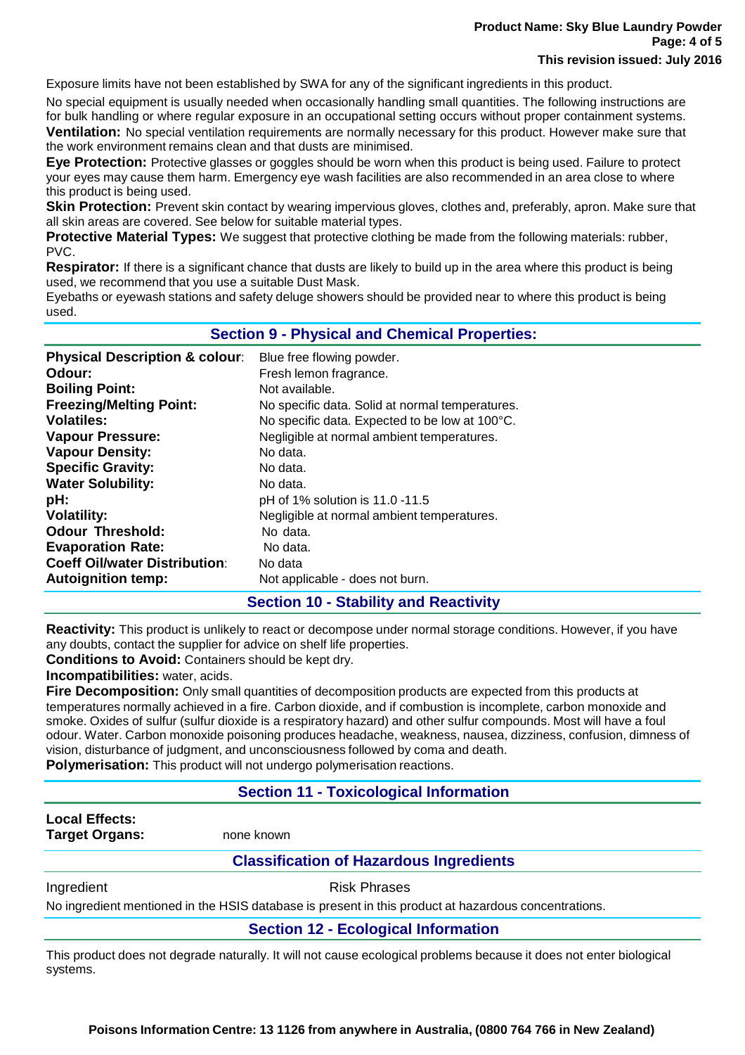Exposure limits have not been established by SWA for any of the significant ingredients in this product.

No special equipment is usually needed when occasionally handling small quantities. The following instructions are for bulk handling or where regular exposure in an occupational setting occurs without proper containment systems.

**Ventilation:** No special ventilation requirements are normally necessary for this product. However make sure that the work environment remains clean and that dusts are minimised.

**Eye Protection:** Protective glasses or goggles should be worn when this product is being used. Failure to protect your eyes may cause them harm. Emergency eye wash facilities are also recommended in an area close to where this product is being used.

**Skin Protection:** Prevent skin contact by wearing impervious gloves, clothes and, preferably, apron. Make sure that all skin areas are covered. See below for suitable material types.

**Protective Material Types:** We suggest that protective clothing be made from the following materials: rubber, PVC.

**Respirator:** If there is a significant chance that dusts are likely to build up in the area where this product is being used, we recommend that you use a suitable Dust Mask.

Eyebaths or eyewash stations and safety deluge showers should be provided near to where this product is being used.

## Section 9 - Physical and Chemical Properties:

| | |
|---|---|
| **Physical Description & colour**: | Blue free flowing powder. |
| **Odour:** | Fresh lemon fragrance. |
| **Boiling Point:** | Not available. |
| **Freezing/Melting Point:** | No specific data. Solid at normal temperatures. |
| **Volatiles:** | No specific data. Expected to be low at 100°C. |
| **Vapour Pressure:** | Negligible at normal ambient temperatures. |
| **Vapour Density:** | No data. |
| **Specific Gravity:** | No data. |
| **Water Solubility:** | No data. |
| **pH:** | pH of 1% solution is 11.0 -11.5 |
| **Volatility:** | Negligible at normal ambient temperatures. |
| **Odour Threshold:** | No data. |
| **Evaporation Rate:** | No data. |
| **Coeff Oil/water Distribution**: | No data |
| **Autoignition temp:** | Not applicable - does not burn. |

## Section 10 - Stability and Reactivity

**Reactivity:** This product is unlikely to react or decompose under normal storage conditions. However, if you have any doubts, contact the supplier for advice on shelf life properties.

**Conditions to Avoid:** Containers should be kept dry.

**Incompatibilities:** water, acids.

**Fire Decomposition:** Only small quantities of decomposition products are expected from this products at temperatures normally achieved in a fire. Carbon dioxide, and if combustion is incomplete, carbon monoxide and smoke. Oxides of sulfur (sulfur dioxide is a respiratory hazard) and other sulfur compounds. Most will have a foul odour. Water. Carbon monoxide poisoning produces headache, weakness, nausea, dizziness, confusion, dimness of vision, disturbance of judgment, and unconsciousness followed by coma and death.

**Polymerisation:** This product will not undergo polymerisation reactions.

## Section 11 - Toxicological Information

**Local Effects:**

**Target Organs:** none known

## Classification of Hazardous Ingredients

| Ingredient | Risk Phrases |
|---|---|

No ingredient mentioned in the HSIS database is present in this product at hazardous concentrations.

## Section 12 - Ecological Information

This product does not degrade naturally. It will not cause ecological problems because it does not enter biological systems.

**Poisons Information Centre: 13 1126 from anywhere in Australia, (0800 764 766 in New Zealand)**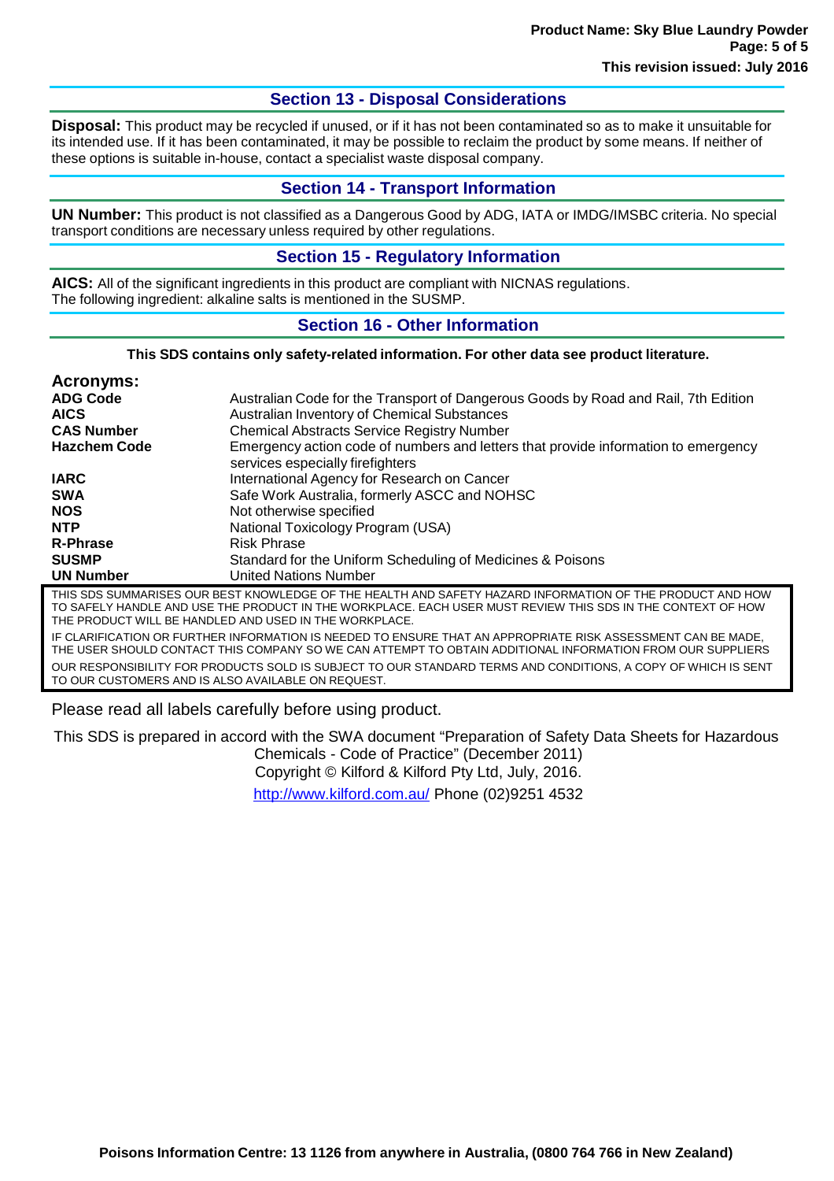## Section 13 - Disposal Considerations

**Disposal:** This product may be recycled if unused, or if it has not been contaminated so as to make it unsuitable for its intended use. If it has been contaminated, it may be possible to reclaim the product by some means. If neither of these options is suitable in-house, contact a specialist waste disposal company.

## Section 14 - Transport Information

**UN Number:** This product is not classified as a Dangerous Good by ADG, IATA or IMDG/IMSBC criteria. No special transport conditions are necessary unless required by other regulations.

## Section 15 - Regulatory Information

**AICS:** All of the significant ingredients in this product are compliant with NICNAS regulations.
The following ingredient: alkaline salts is mentioned in the SUSMP.

## Section 16 - Other Information

**This SDS contains only safety-related information. For other data see product literature.**

### Acronyms:

| | |
|---|---|
| **ADG Code** | Australian Code for the Transport of Dangerous Goods by Road and Rail, 7th Edition |
| **AICS** | Australian Inventory of Chemical Substances |
| **CAS Number** | Chemical Abstracts Service Registry Number |
| **Hazchem Code** | Emergency action code of numbers and letters that provide information to emergency services especially firefighters |
| **IARC** | International Agency for Research on Cancer |
| **SWA** | Safe Work Australia, formerly ASCC and NOHSC |
| **NOS** | Not otherwise specified |
| **NTP** | National Toxicology Program (USA) |
| **R-Phrase** | Risk Phrase |
| **SUSMP** | Standard for the Uniform Scheduling of Medicines & Poisons |
| **UN Number** | United Nations Number |

THIS SDS SUMMARISES OUR BEST KNOWLEDGE OF THE HEALTH AND SAFETY HAZARD INFORMATION OF THE PRODUCT AND HOW TO SAFELY HANDLE AND USE THE PRODUCT IN THE WORKPLACE. EACH USER MUST REVIEW THIS SDS IN THE CONTEXT OF HOW THE PRODUCT WILL BE HANDLED AND USED IN THE WORKPLACE.

IF CLARIFICATION OR FURTHER INFORMATION IS NEEDED TO ENSURE THAT AN APPROPRIATE RISK ASSESSMENT CAN BE MADE, THE USER SHOULD CONTACT THIS COMPANY SO WE CAN ATTEMPT TO OBTAIN ADDITIONAL INFORMATION FROM OUR SUPPLIERS

OUR RESPONSIBILITY FOR PRODUCTS SOLD IS SUBJECT TO OUR STANDARD TERMS AND CONDITIONS, A COPY OF WHICH IS SENT TO OUR CUSTOMERS AND IS ALSO AVAILABLE ON REQUEST.

Please read all labels carefully before using product.

This SDS is prepared in accord with the SWA document "Preparation of Safety Data Sheets for Hazardous Chemicals - Code of Practice" (December 2011)
Copyright © Kilford & Kilford Pty Ltd, July, 2016.
http://www.kilford.com.au/ Phone (02)9251 4532

**Poisons Information Centre: 13 1126 from anywhere in Australia, (0800 764 766 in New Zealand)**